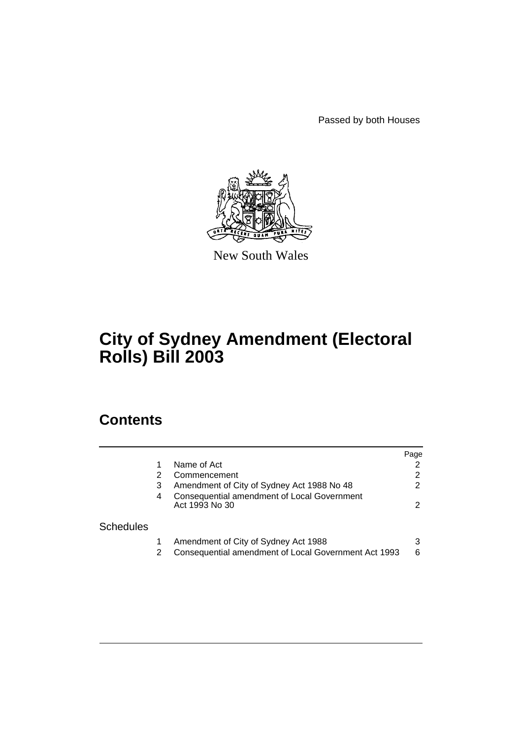Passed by both Houses

New South Wales

# City of Sydney Amendment (Electoral Rolls) Bill 2003

## Contents

| | | | Page |
|---|---|---|---|
| | 1 | Name of Act | 2 |
| | 2 | Commencement | 2 |
| | 3 | Amendment of City of Sydney Act 1988 No 48 | 2 |
| | 4 | Consequential amendment of Local Government Act 1993 No 30 | 2 |
| Schedules | | | |
| | 1 | Amendment of City of Sydney Act 1988 | 3 |
| | 2 | Consequential amendment of Local Government Act 1993 | 6 |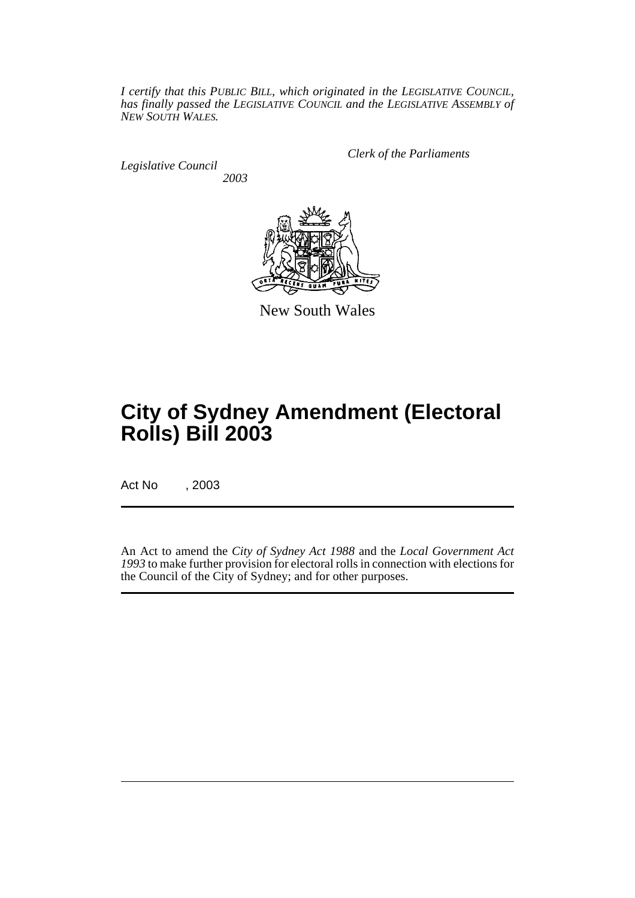*I certify that this PUBLIC BILL, which originated in the LEGISLATIVE COUNCIL, has finally passed the LEGISLATIVE COUNCIL and the LEGISLATIVE ASSEMBLY of NEW SOUTH WALES.*

*Clerk of the Parliaments*

*Legislative Council*

*2003*

New South Wales

# City of Sydney Amendment (Electoral Rolls) Bill 2003

Act No , 2003

An Act to amend the *City of Sydney Act 1988* and the *Local Government Act 1993* to make further provision for electoral rolls in connection with elections for the Council of the City of Sydney; and for other purposes.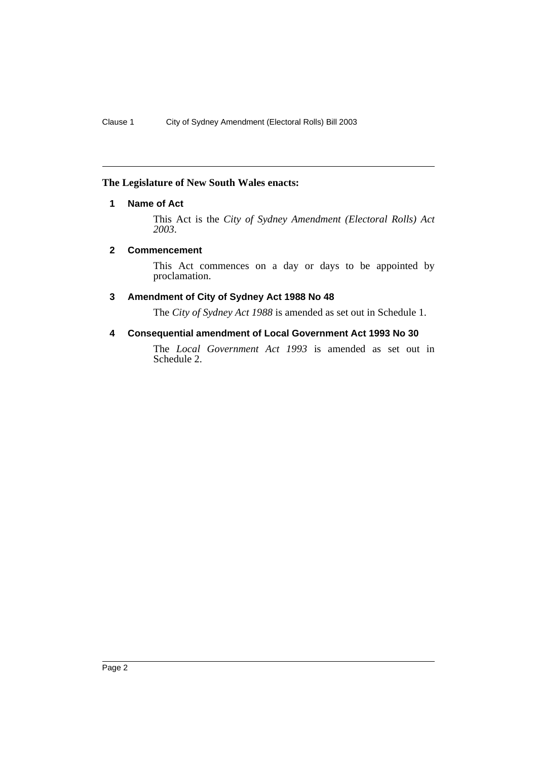**The Legislature of New South Wales enacts:**

### 1 Name of Act

This Act is the *City of Sydney Amendment (Electoral Rolls) Act 2003*.

### 2 Commencement

This Act commences on a day or days to be appointed by proclamation.

### 3 Amendment of City of Sydney Act 1988 No 48

The *City of Sydney Act 1988* is amended as set out in Schedule 1.

### 4 Consequential amendment of Local Government Act 1993 No 30

The *Local Government Act 1993* is amended as set out in Schedule 2.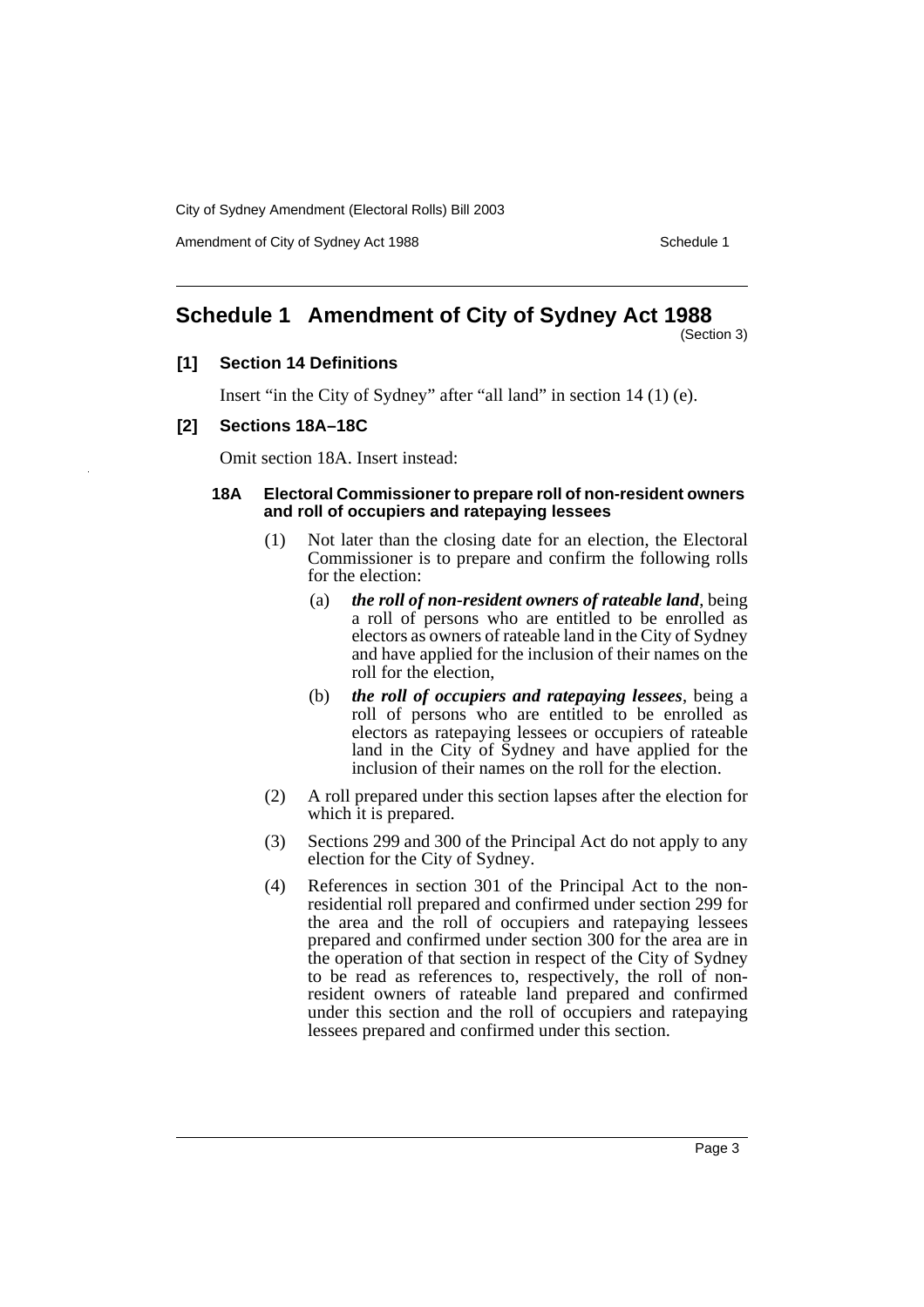## Schedule 1 Amendment of City of Sydney Act 1988

(Section 3)

### [1] Section 14 Definitions

Insert "in the City of Sydney" after "all land" in section 14 (1) (e).

### [2] Sections 18A–18C

Omit section 18A. Insert instead:

#### 18A Electoral Commissioner to prepare roll of non-resident owners and roll of occupiers and ratepaying lessees

(1) Not later than the closing date for an election, the Electoral Commissioner is to prepare and confirm the following rolls for the election:

- (a) ***the roll of non-resident owners of rateable land***, being a roll of persons who are entitled to be enrolled as electors as owners of rateable land in the City of Sydney and have applied for the inclusion of their names on the roll for the election,
- (b) ***the roll of occupiers and ratepaying lessees***, being a roll of persons who are entitled to be enrolled as electors as ratepaying lessees or occupiers of rateable land in the City of Sydney and have applied for the inclusion of their names on the roll for the election.

(2) A roll prepared under this section lapses after the election for which it is prepared.

(3) Sections 299 and 300 of the Principal Act do not apply to any election for the City of Sydney.

(4) References in section 301 of the Principal Act to the non-residential roll prepared and confirmed under section 299 for the area and the roll of occupiers and ratepaying lessees prepared and confirmed under section 300 for the area are in the operation of that section in respect of the City of Sydney to be read as references to, respectively, the roll of non-resident owners of rateable land prepared and confirmed under this section and the roll of occupiers and ratepaying lessees prepared and confirmed under this section.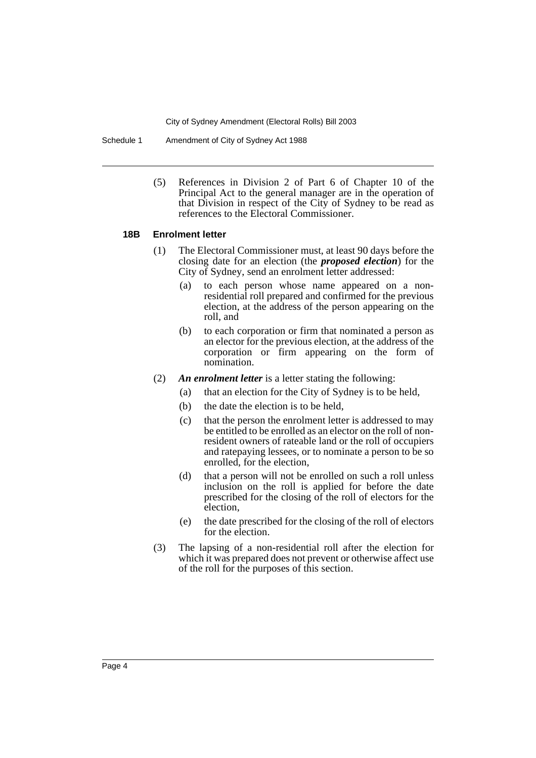(5) References in Division 2 of Part 6 of Chapter 10 of the Principal Act to the general manager are in the operation of that Division in respect of the City of Sydney to be read as references to the Electoral Commissioner.

#### 18B Enrolment letter

(1) The Electoral Commissioner must, at least 90 days before the closing date for an election (the ***proposed election***) for the City of Sydney, send an enrolment letter addressed:

- (a) to each person whose name appeared on a non-residential roll prepared and confirmed for the previous election, at the address of the person appearing on the roll, and
- (b) to each corporation or firm that nominated a person as an elector for the previous election, at the address of the corporation or firm appearing on the form of nomination.

(2) ***An enrolment letter*** is a letter stating the following:

- (a) that an election for the City of Sydney is to be held,
- (b) the date the election is to be held,
- (c) that the person the enrolment letter is addressed to may be entitled to be enrolled as an elector on the roll of non-resident owners of rateable land or the roll of occupiers and ratepaying lessees, or to nominate a person to be so enrolled, for the election,
- (d) that a person will not be enrolled on such a roll unless inclusion on the roll is applied for before the date prescribed for the closing of the roll of electors for the election,
- (e) the date prescribed for the closing of the roll of electors for the election.

(3) The lapsing of a non-residential roll after the election for which it was prepared does not prevent or otherwise affect use of the roll for the purposes of this section.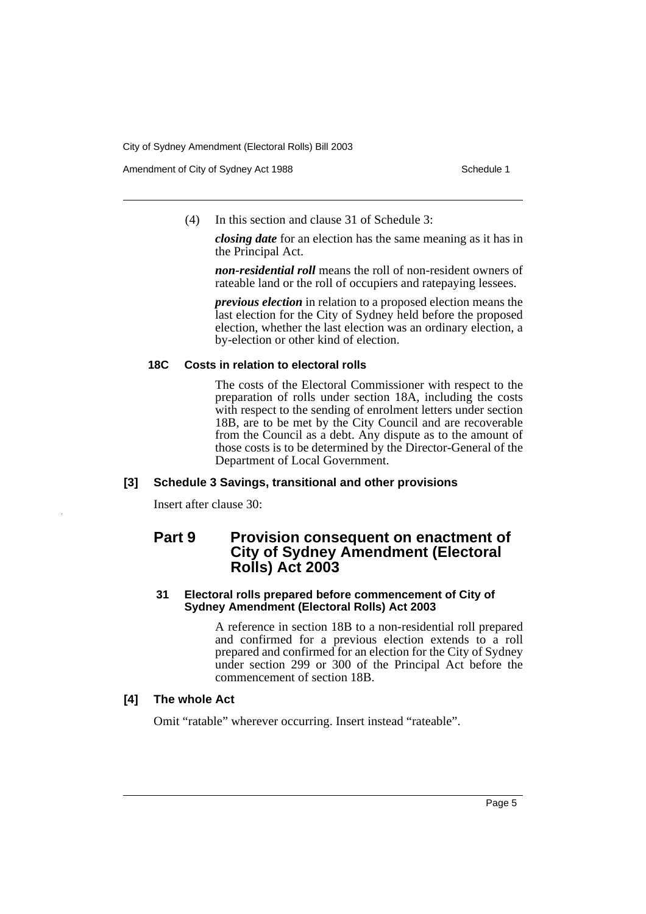(4) In this section and clause 31 of Schedule 3:

***closing date*** for an election has the same meaning as it has in the Principal Act.

***non-residential roll*** means the roll of non-resident owners of rateable land or the roll of occupiers and ratepaying lessees.

***previous election*** in relation to a proposed election means the last election for the City of Sydney held before the proposed election, whether the last election was an ordinary election, a by-election or other kind of election.

#### 18C Costs in relation to electoral rolls

The costs of the Electoral Commissioner with respect to the preparation of rolls under section 18A, including the costs with respect to the sending of enrolment letters under section 18B, are to be met by the City Council and are recoverable from the Council as a debt. Any dispute as to the amount of those costs is to be determined by the Director-General of the Department of Local Government.

### [3] Schedule 3 Savings, transitional and other provisions

Insert after clause 30:

## Part 9 Provision consequent on enactment of City of Sydney Amendment (Electoral Rolls) Act 2003

#### 31 Electoral rolls prepared before commencement of City of Sydney Amendment (Electoral Rolls) Act 2003

A reference in section 18B to a non-residential roll prepared and confirmed for a previous election extends to a roll prepared and confirmed for an election for the City of Sydney under section 299 or 300 of the Principal Act before the commencement of section 18B.

### [4] The whole Act

Omit "ratable" wherever occurring. Insert instead "rateable".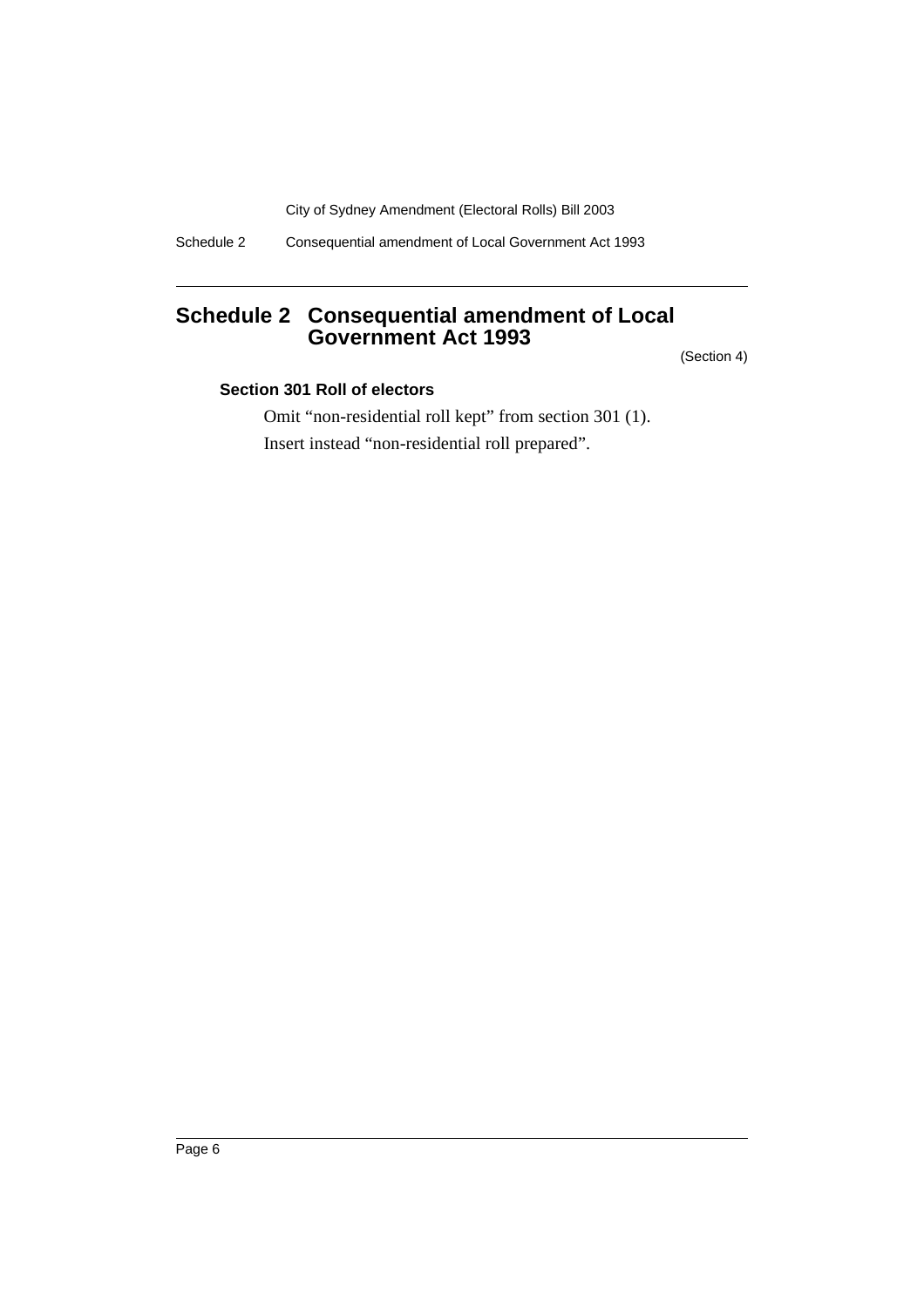# Schedule 2 Consequential amendment of Local Government Act 1993

(Section 4)

### Section 301 Roll of electors

Omit "non-residential roll kept" from section 301 (1).

Insert instead "non-residential roll prepared".